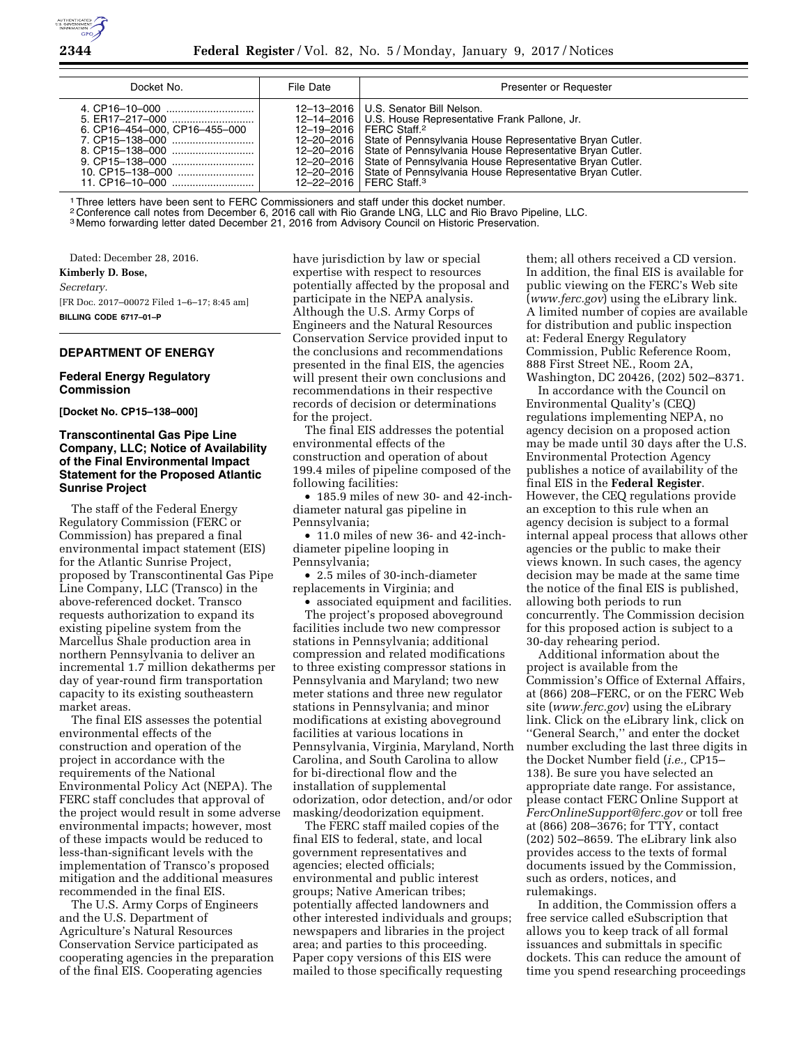| Docket No. | File Date | Presenter or Requester |
|---|---|---|
| 4. CP16–10–000 | 12–13–2016 | U.S. Senator Bill Nelson. |
| 5. ER17–217–000 | 12–14–2016 | U.S. House Representative Frank Pallone, Jr. |
| 6. CP16–454–000, CP16–455–000 | 12–19–2016 | FERC Staff.[2] |
| 7. CP15–138–000 | 12–20–2016 | State of Pennsylvania House Representative Bryan Cutler. |
| 8. CP15–138–000 | 12–20–2016 | State of Pennsylvania House Representative Bryan Cutler. |
| 9. CP15–138–000 | 12–20–2016 | State of Pennsylvania House Representative Bryan Cutler. |
| 10. CP15–138–000 | 12–20–2016 | State of Pennsylvania House Representative Bryan Cutler. |
| 11. CP16–10–000 | 12–22–2016 | FERC Staff.[3] |

[1] Three letters have been sent to FERC Commissioners and staff under this docket number.

[2] Conference call notes from December 6, 2016 call with Rio Grande LNG, LLC and Rio Bravo Pipeline, LLC.

[3] Memo forwarding letter dated December 21, 2016 from Advisory Council on Historic Preservation.

Dated: December 28, 2016.

**Kimberly D. Bose,**

*Secretary.*

[FR Doc. 2017–00072 Filed 1–6–17; 8:45 am]

**BILLING CODE 6717–01–P**

## DEPARTMENT OF ENERGY

### Federal Energy Regulatory Commission

**[Docket No. CP15–138–000]**

### Transcontinental Gas Pipe Line Company, LLC; Notice of Availability of the Final Environmental Impact Statement for the Proposed Atlantic Sunrise Project

The staff of the Federal Energy Regulatory Commission (FERC or Commission) has prepared a final environmental impact statement (EIS) for the Atlantic Sunrise Project, proposed by Transcontinental Gas Pipe Line Company, LLC (Transco) in the above-referenced docket. Transco requests authorization to expand its existing pipeline system from the Marcellus Shale production area in northern Pennsylvania to deliver an incremental 1.7 million dekatherms per day of year-round firm transportation capacity to its existing southeastern market areas.

The final EIS assesses the potential environmental effects of the construction and operation of the project in accordance with the requirements of the National Environmental Policy Act (NEPA). The FERC staff concludes that approval of the project would result in some adverse environmental impacts; however, most of these impacts would be reduced to less-than-significant levels with the implementation of Transco's proposed mitigation and the additional measures recommended in the final EIS.

The U.S. Army Corps of Engineers and the U.S. Department of Agriculture's Natural Resources Conservation Service participated as cooperating agencies in the preparation of the final EIS. Cooperating agencies have jurisdiction by law or special expertise with respect to resources potentially affected by the proposal and participate in the NEPA analysis. Although the U.S. Army Corps of Engineers and the Natural Resources Conservation Service provided input to the conclusions and recommendations presented in the final EIS, the agencies will present their own conclusions and recommendations in their respective records of decision or determinations for the project.

The final EIS addresses the potential environmental effects of the construction and operation of about 199.4 miles of pipeline composed of the following facilities:

- 185.9 miles of new 30- and 42-inch-diameter natural gas pipeline in Pennsylvania;
- 11.0 miles of new 36- and 42-inch-diameter pipeline looping in Pennsylvania;
- 2.5 miles of 30-inch-diameter replacements in Virginia; and
- associated equipment and facilities.

The project's proposed aboveground facilities include two new compressor stations in Pennsylvania; additional compression and related modifications to three existing compressor stations in Pennsylvania and Maryland; two new meter stations and three new regulator stations in Pennsylvania; and minor modifications at existing aboveground facilities at various locations in Pennsylvania, Virginia, Maryland, North Carolina, and South Carolina to allow for bi-directional flow and the installation of supplemental odorization, odor detection, and/or odor masking/deodorization equipment.

The FERC staff mailed copies of the final EIS to federal, state, and local government representatives and agencies; elected officials; environmental and public interest groups; Native American tribes; potentially affected landowners and other interested individuals and groups; newspapers and libraries in the project area; and parties to this proceeding. Paper copy versions of this EIS were mailed to those specifically requesting them; all others received a CD version. In addition, the final EIS is available for public viewing on the FERC's Web site (*www.ferc.gov*) using the eLibrary link. A limited number of copies are available for distribution and public inspection at: Federal Energy Regulatory Commission, Public Reference Room, 888 First Street NE., Room 2A, Washington, DC 20426, (202) 502–8371.

In accordance with the Council on Environmental Quality's (CEQ) regulations implementing NEPA, no agency decision on a proposed action may be made until 30 days after the U.S. Environmental Protection Agency publishes a notice of availability of the final EIS in the **Federal Register**. However, the CEQ regulations provide an exception to this rule when an agency decision is subject to a formal internal appeal process that allows other agencies or the public to make their views known. In such cases, the agency decision may be made at the same time the notice of the final EIS is published, allowing both periods to run concurrently. The Commission decision for this proposed action is subject to a 30-day rehearing period.

Additional information about the project is available from the Commission's Office of External Affairs, at (866) 208–FERC, or on the FERC Web site (*www.ferc.gov*) using the eLibrary link. Click on the eLibrary link, click on ''General Search,'' and enter the docket number excluding the last three digits in the Docket Number field (*i.e.,* CP15–138). Be sure you have selected an appropriate date range. For assistance, please contact FERC Online Support at *FercOnlineSupport@ferc.gov* or toll free at (866) 208–3676; for TTY, contact (202) 502–8659. The eLibrary link also provides access to the texts of formal documents issued by the Commission, such as orders, notices, and rulemakings.

In addition, the Commission offers a free service called eSubscription that allows you to keep track of all formal issuances and submittals in specific dockets. This can reduce the amount of time you spend researching proceedings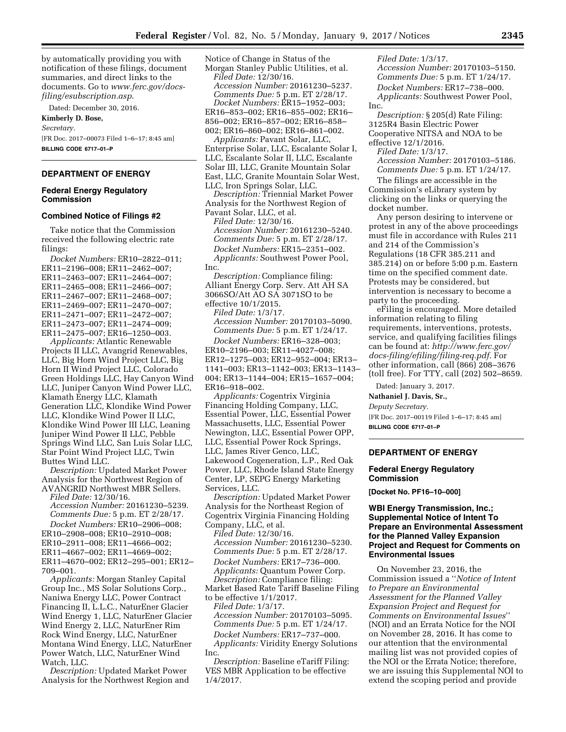by automatically providing you with notification of these filings, document summaries, and direct links to the documents. Go to *www.ferc.gov/docs-filing/esubscription.asp*.

Dated: December 30, 2016.

**Kimberly D. Bose,**

*Secretary.*

[FR Doc. 2017–00073 Filed 1–6–17; 8:45 am]

**BILLING CODE 6717–01–P**

## DEPARTMENT OF ENERGY

### Federal Energy Regulatory Commission

#### Combined Notice of Filings #2

Take notice that the Commission received the following electric rate filings:

*Docket Numbers:* ER10–2822–011; ER11–2196–008; ER11–2462–007; ER11–2463–007; ER11–2464–007; ER11–2465–008; ER11–2466–007; ER11–2467–007; ER11–2468–007; ER11–2469–007; ER11–2470–007; ER11–2471–007; ER11–2472–007; ER11–2473–007; ER11–2474–009; ER11–2475–007; ER16–1250–003.

*Applicants:* Atlantic Renewable Projects II LLC, Avangrid Renewables, LLC, Big Horn Wind Project LLC, Big Horn II Wind Project LLC, Colorado Green Holdings LLC, Hay Canyon Wind LLC, Juniper Canyon Wind Power LLC, Klamath Energy LLC, Klamath Generation LLC, Klondike Wind Power LLC, Klondike Wind Power II LLC, Klondike Wind Power III LLC, Leaning Juniper Wind Power II LLC, Pebble Springs Wind LLC, San Luis Solar LLC, Star Point Wind Project LLC, Twin Buttes Wind LLC.

*Description:* Updated Market Power Analysis for the Northwest Region of AVANGRID Northwest MBR Sellers.

*Filed Date:* 12/30/16.

*Accession Number:* 20161230–5239.

*Comments Due:* 5 p.m. ET 2/28/17.

*Docket Numbers:* ER10–2906–008; ER10–2908–008; ER10–2910–008; ER10–2911–008; ER11–4666–002; ER11–4667–002; ER11–4669–002; ER11–4670–002; ER12–295–001; ER12–709–001.

*Applicants:* Morgan Stanley Capital Group Inc., MS Solar Solutions Corp., Naniwa Energy LLC, Power Contract Financing II, L.L.C., NaturEner Glacier Wind Energy 1, LLC, NaturEner Glacier Wind Energy 2, LLC, NaturEner Rim Rock Wind Energy, LLC, NaturEner Montana Wind Energy, LLC, NaturEner Power Watch, LLC, NaturEner Wind Watch, LLC.

*Description:* Updated Market Power Analysis for the Northwest Region and Notice of Change in Status of the Morgan Stanley Public Utilities, et al.

*Filed Date:* 12/30/16.

*Accession Number:* 20161230–5237.

*Comments Due:* 5 p.m. ET 2/28/17.

*Docket Numbers:* ER15–1952–003; ER16–853–002; ER16–855–002; ER16–856–002; ER16–857–002; ER16–858–002; ER16–860–002; ER16–861–002.

*Applicants:* Pavant Solar, LLC, Enterprise Solar, LLC, Escalante Solar I, LLC, Escalante Solar II, LLC, Escalante Solar III, LLC, Granite Mountain Solar East, LLC, Granite Mountain Solar West, LLC, Iron Springs Solar, LLC.

*Description:* Triennial Market Power Analysis for the Northwest Region of Pavant Solar, LLC, et al.

*Filed Date:* 12/30/16.

*Accession Number:* 20161230–5240.

*Comments Due:* 5 p.m. ET 2/28/17.

*Docket Numbers:* ER15–2351–002.

*Applicants:* Southwest Power Pool, Inc.

*Description:* Compliance filing: Alliant Energy Corp. Serv. Att AH SA 3066SO/Att AO SA 3071SO to be effective 10/1/2015.

*Filed Date:* 1/3/17.

*Accession Number:* 20170103–5090.

*Comments Due:* 5 p.m. ET 1/24/17.

*Docket Numbers:* ER16–328–003; ER10–2196–003; ER11–4027–008; ER12–1275–003; ER12–952–004; ER13–1141–003; ER13–1142–003; ER13–1143–004; ER13–1144–004; ER15–1657–004; ER16–918–002.

*Applicants:* Cogentrix Virginia Financing Holding Company, LLC, Essential Power, LLC, Essential Power Massachusetts, LLC, Essential Power Newington, LLC, Essential Power OPP, LLC, Essential Power Rock Springs, LLC, James River Genco, LLC, Lakewood Cogeneration, L.P., Red Oak Power, LLC, Rhode Island State Energy Center, LP, SEPG Energy Marketing Services, LLC.

*Description:* Updated Market Power Analysis for the Northeast Region of Cogentrix Virginia Financing Holding Company, LLC, et al.

*Filed Date:* 12/30/16.

*Accession Number:* 20161230–5230.

*Comments Due:* 5 p.m. ET 2/28/17.

*Docket Numbers:* ER17–736–000.

*Applicants:* Quantum Power Corp.

*Description:* Compliance filing: Market Based Rate Tariff Baseline Filing to be effective 1/1/2017.

*Filed Date:* 1/3/17.

*Accession Number:* 20170103–5095.

*Comments Due:* 5 p.m. ET 1/24/17.

*Docket Numbers:* ER17–737–000.

*Applicants:* Viridity Energy Solutions Inc.

*Description:* Baseline eTariff Filing: VES MBR Application to be effective 1/4/2017.

*Filed Date:* 1/3/17.

*Accession Number:* 20170103–5150.

*Comments Due:* 5 p.m. ET 1/24/17.

*Docket Numbers:* ER17–738–000.

*Applicants:* Southwest Power Pool, Inc.

*Description:* § 205(d) Rate Filing: 3125R4 Basin Electric Power Cooperative NITSA and NOA to be effective 12/1/2016.

*Filed Date:* 1/3/17.

*Accession Number:* 20170103–5186.

*Comments Due:* 5 p.m. ET 1/24/17.

The filings are accessible in the Commission's eLibrary system by clicking on the links or querying the docket number.

Any person desiring to intervene or protest in any of the above proceedings must file in accordance with Rules 211 and 214 of the Commission's Regulations (18 CFR 385.211 and 385.214) on or before 5:00 p.m. Eastern time on the specified comment date. Protests may be considered, but intervention is necessary to become a party to the proceeding.

eFiling is encouraged. More detailed information relating to filing requirements, interventions, protests, service, and qualifying facilities filings can be found at: *http://www.ferc.gov/docs-filing/efiling/filing-req.pdf*. For other information, call (866) 208–3676 (toll free). For TTY, call (202) 502–8659.

Dated: January 3, 2017.

**Nathaniel J. Davis, Sr.,**

*Deputy Secretary.*

[FR Doc. 2017–00119 Filed 1–6–17; 8:45 am]

**BILLING CODE 6717–01–P**

## DEPARTMENT OF ENERGY

### Federal Energy Regulatory Commission

**[Docket No. PF16–10–000]**

#### WBI Energy Transmission, Inc.; Supplemental Notice of Intent To Prepare an Environmental Assessment for the Planned Valley Expansion Project and Request for Comments on Environmental Issues

On November 23, 2016, the Commission issued a "*Notice of Intent to Prepare an Environmental Assessment for the Planned Valley Expansion Project and Request for Comments on Environmental Issues*" (NOI) and an Errata Notice for the NOI on November 28, 2016. It has come to our attention that the environmental mailing list was not provided copies of the NOI or the Errata Notice; therefore, we are issuing this Supplemental NOI to extend the scoping period and provide